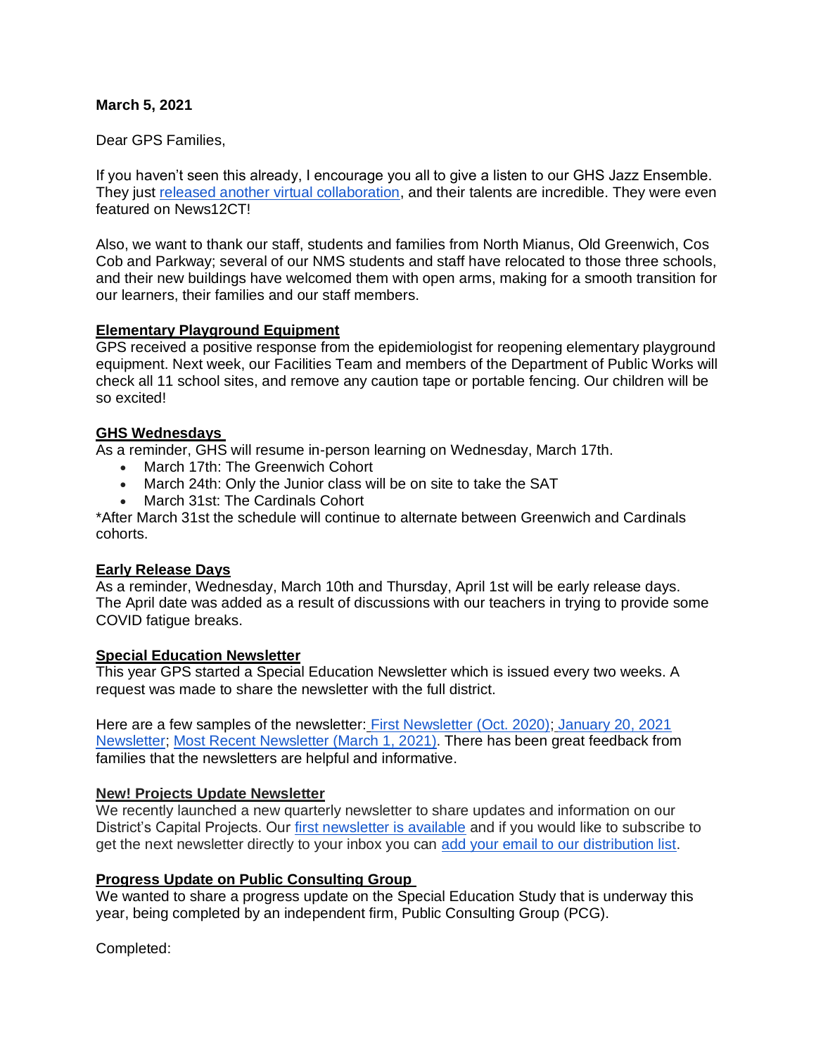**March 5, 2021**

Dear GPS Families,

If you haven't seen this already, I encourage you all to give a listen to our GHS Jazz Ensemble. They just released another virtual collaboration, and their talents are incredible. They were even featured on News12CT!

Also, we want to thank our staff, students and families from North Mianus, Old Greenwich, Cos Cob and Parkway; several of our NMS students and staff have relocated to those three schools, and their new buildings have welcomed them with open arms, making for a smooth transition for our learners, their families and our staff members.

**Elementary Playground Equipment**

GPS received a positive response from the epidemiologist for reopening elementary playground equipment. Next week, our Facilities Team and members of the Department of Public Works will check all 11 school sites, and remove any caution tape or portable fencing. Our children will be so excited!

**GHS Wednesdays**

As a reminder, GHS will resume in-person learning on Wednesday, March 17th.

- March 17th: The Greenwich Cohort
- March 24th: Only the Junior class will be on site to take the SAT
- March 31st: The Cardinals Cohort

*After March 31st the schedule will continue to alternate between Greenwich and Cardinals cohorts.

**Early Release Days**

As a reminder, Wednesday, March 10th and Thursday, April 1st will be early release days. The April date was added as a result of discussions with our teachers in trying to provide some COVID fatigue breaks.

**Special Education Newsletter**

This year GPS started a Special Education Newsletter which is issued every two weeks. A request was made to share the newsletter with the full district.

Here are a few samples of the newsletter: First Newsletter (Oct. 2020); January 20, 2021 Newsletter; Most Recent Newsletter (March 1, 2021). There has been great feedback from families that the newsletters are helpful and informative.

**New! Projects Update Newsletter**

We recently launched a new quarterly newsletter to share updates and information on our District's Capital Projects. Our first newsletter is available and if you would like to subscribe to get the next newsletter directly to your inbox you can add your email to our distribution list.

**Progress Update on Public Consulting Group**

We wanted to share a progress update on the Special Education Study that is underway this year, being completed by an independent firm, Public Consulting Group (PCG).

Completed: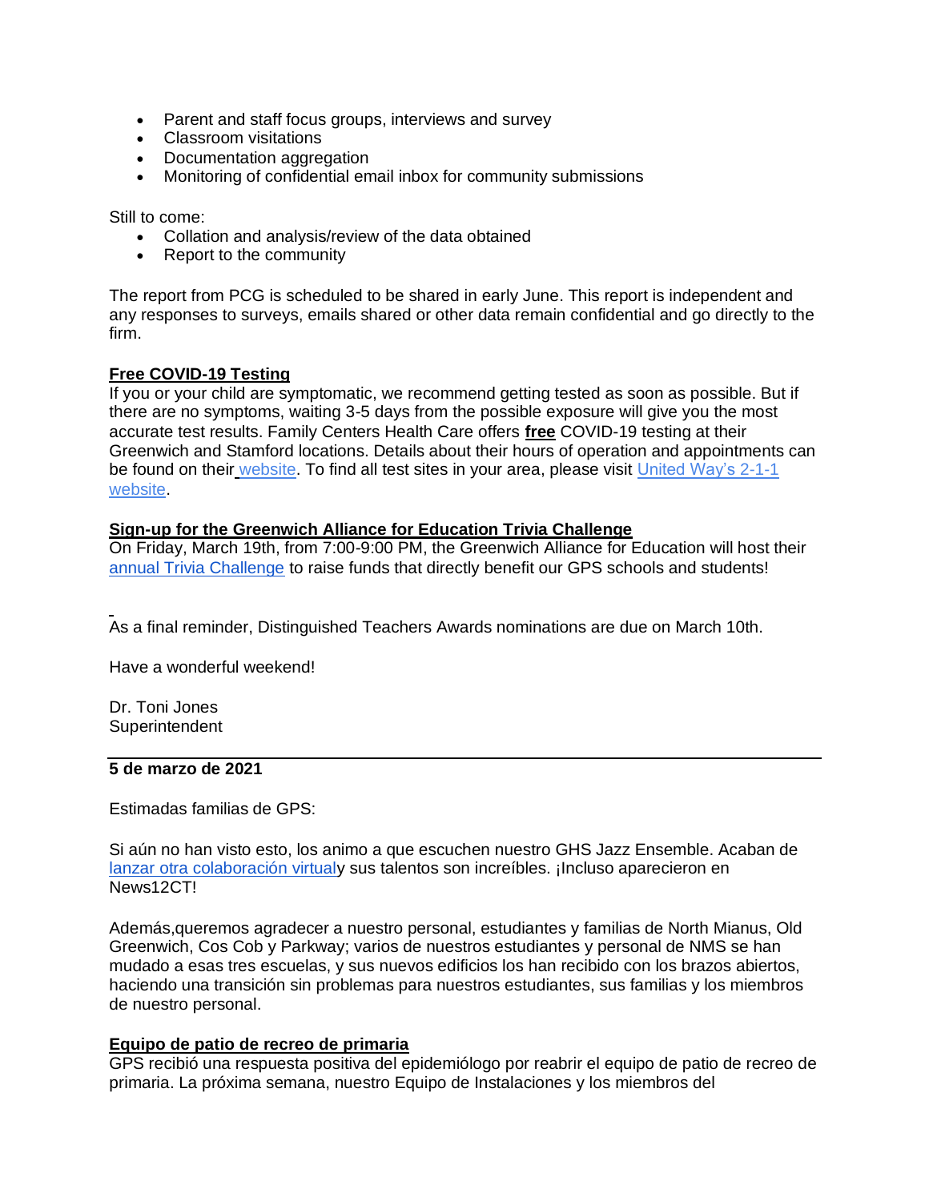- Parent and staff focus groups, interviews and survey
- Classroom visitations
- Documentation aggregation
- Monitoring of confidential email inbox for community submissions

Still to come:

- Collation and analysis/review of the data obtained
- Report to the community

The report from PCG is scheduled to be shared in early June. This report is independent and any responses to surveys, emails shared or other data remain confidential and go directly to the firm.

**Free COVID-19 Testing**

If you or your child are symptomatic, we recommend getting tested as soon as possible. But if there are no symptoms, waiting 3-5 days from the possible exposure will give you the most accurate test results. Family Centers Health Care offers **free** COVID-19 testing at their Greenwich and Stamford locations. Details about their hours of operation and appointments can be found on their website. To find all test sites in your area, please visit United Way's 2-1-1 website.

**Sign-up for the Greenwich Alliance for Education Trivia Challenge**

On Friday, March 19th, from 7:00-9:00 PM, the Greenwich Alliance for Education will host their annual Trivia Challenge to raise funds that directly benefit our GPS schools and students!

As a final reminder, Distinguished Teachers Awards nominations are due on March 10th.

Have a wonderful weekend!

Dr. Toni Jones
Superintendent

---

**5 de marzo de 2021**

Estimadas familias de GPS:

Si aún no han visto esto, los animo a que escuchen nuestro GHS Jazz Ensemble. Acaban de lanzar otra colaboración virtualy sus talentos son increíbles. ¡Incluso aparecieron en News12CT!

Además,queremos agradecer a nuestro personal, estudiantes y familias de North Mianus, Old Greenwich, Cos Cob y Parkway; varios de nuestros estudiantes y personal de NMS se han mudado a esas tres escuelas, y sus nuevos edificios los han recibido con los brazos abiertos, haciendo una transición sin problemas para nuestros estudiantes, sus familias y los miembros de nuestro personal.

**Equipo de patio de recreo de primaria**

GPS recibió una respuesta positiva del epidemiólogo por reabrir el equipo de patio de recreo de primaria. La próxima semana, nuestro Equipo de Instalaciones y los miembros del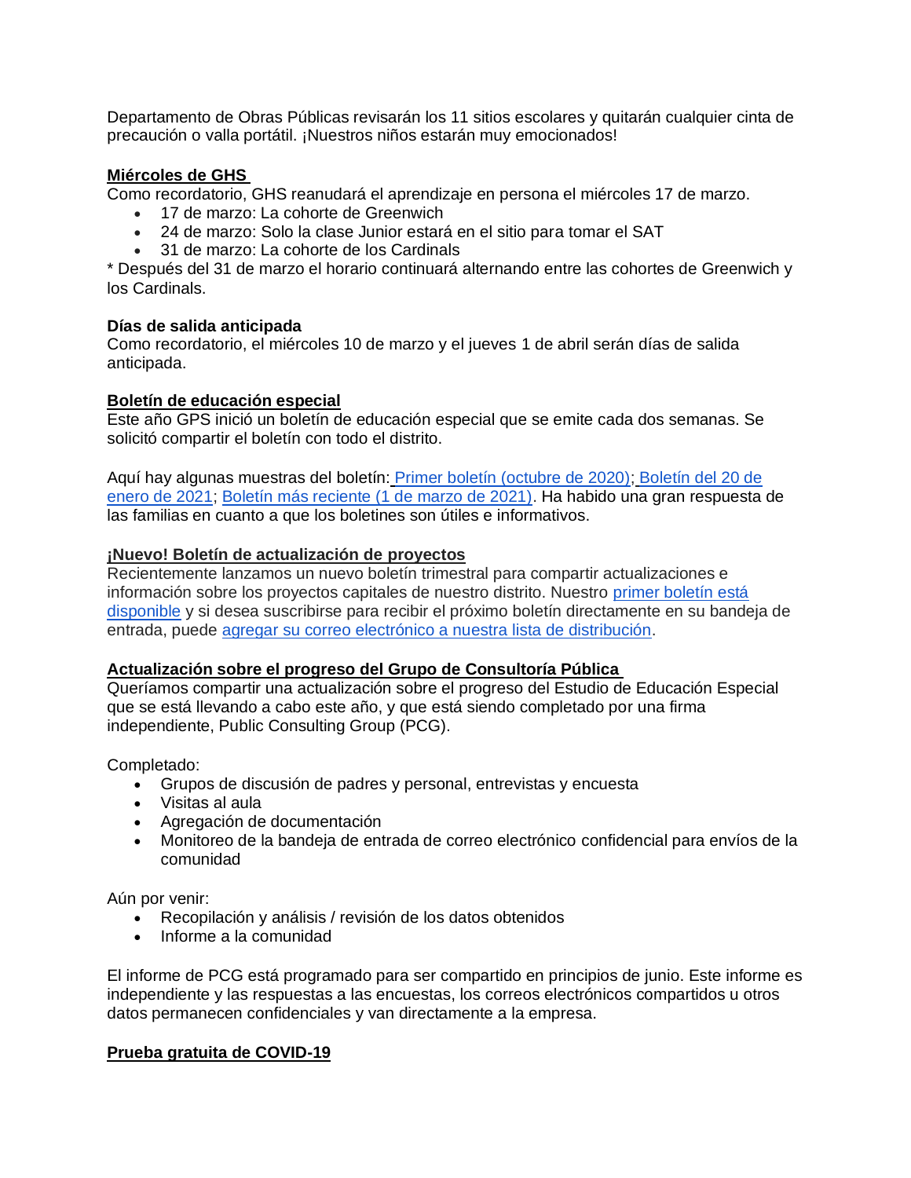Departamento de Obras Públicas revisarán los 11 sitios escolares y quitarán cualquier cinta de precaución o valla portátil. ¡Nuestros niños estarán muy emocionados!

**Miércoles de GHS**

Como recordatorio, GHS reanudará el aprendizaje en persona el miércoles 17 de marzo.

- 17 de marzo: La cohorte de Greenwich
- 24 de marzo: Solo la clase Junior estará en el sitio para tomar el SAT
- 31 de marzo: La cohorte de los Cardinals

* Después del 31 de marzo el horario continuará alternando entre las cohortes de Greenwich y los Cardinals.

**Días de salida anticipada**

Como recordatorio, el miércoles 10 de marzo y el jueves 1 de abril serán días de salida anticipada.

**Boletín de educación especial**

Este año GPS inició un boletín de educación especial que se emite cada dos semanas. Se solicitó compartir el boletín con todo el distrito.

Aquí hay algunas muestras del boletín: Primer boletín (octubre de 2020); Boletín del 20 de enero de 2021; Boletín más reciente (1 de marzo de 2021). Ha habido una gran respuesta de las familias en cuanto a que los boletines son útiles e informativos.

**¡Nuevo! Boletín de actualización de proyectos**

Recientemente lanzamos un nuevo boletín trimestral para compartir actualizaciones e información sobre los proyectos capitales de nuestro distrito. Nuestro primer boletín está disponible y si desea suscribirse para recibir el próximo boletín directamente en su bandeja de entrada, puede agregar su correo electrónico a nuestra lista de distribución.

**Actualización sobre el progreso del Grupo de Consultoría Pública**

Queríamos compartir una actualización sobre el progreso del Estudio de Educación Especial que se está llevando a cabo este año, y que está siendo completado por una firma independiente, Public Consulting Group (PCG).

Completado:

- Grupos de discusión de padres y personal, entrevistas y encuesta
- Visitas al aula
- Agregación de documentación
- Monitoreo de la bandeja de entrada de correo electrónico confidencial para envíos de la comunidad

Aún por venir:

- Recopilación y análisis / revisión de los datos obtenidos
- Informe a la comunidad

El informe de PCG está programado para ser compartido en principios de junio. Este informe es independiente y las respuestas a las encuestas, los correos electrónicos compartidos u otros datos permanecen confidenciales y van directamente a la empresa.

**Prueba gratuita de COVID-19**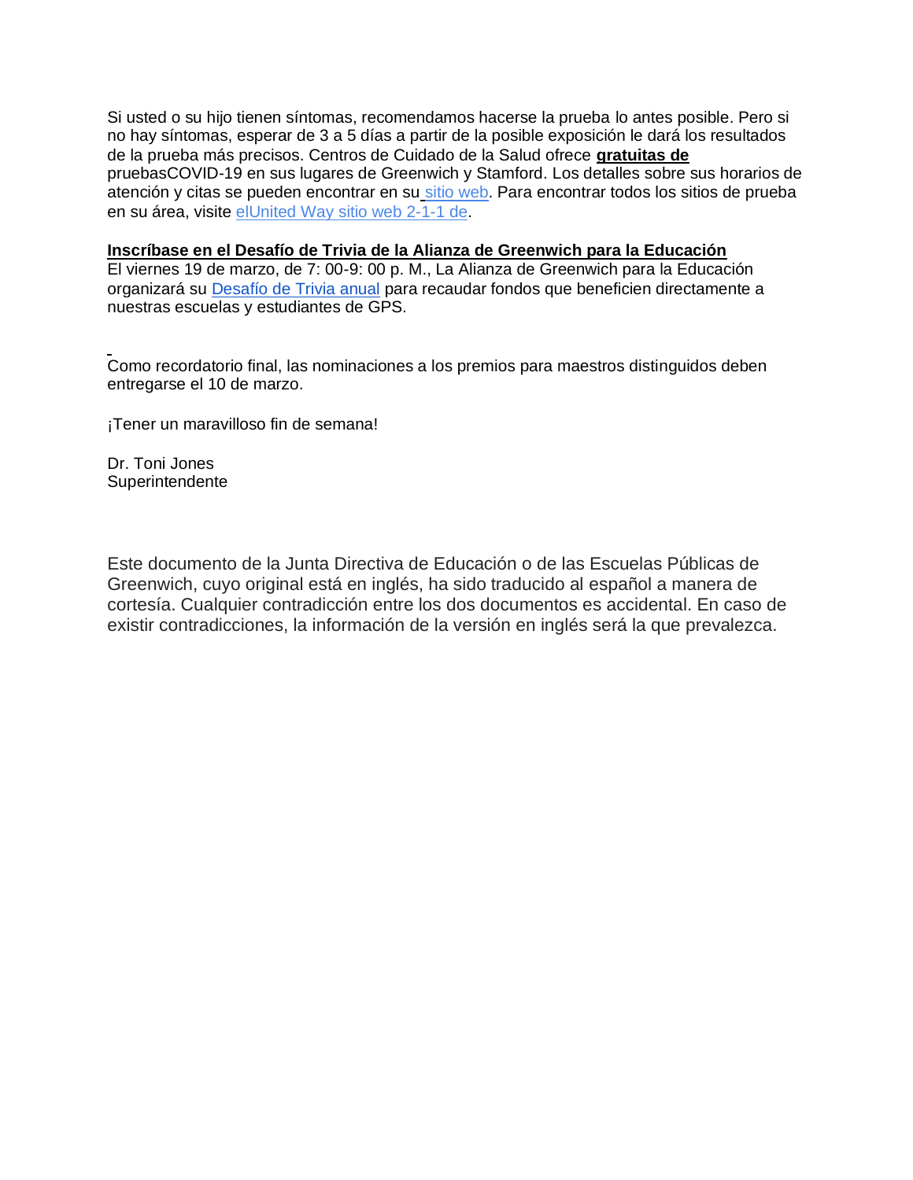Si usted o su hijo tienen síntomas, recomendamos hacerse la prueba lo antes posible. Pero si no hay síntomas, esperar de 3 a 5 días a partir de la posible exposición le dará los resultados de la prueba más precisos. Centros de Cuidado de la Salud ofrece **gratuitas de** pruebasCOVID-19 en sus lugares de Greenwich y Stamford. Los detalles sobre sus horarios de atención y citas se pueden encontrar en su sitio web. Para encontrar todos los sitios de prueba en su área, visite elUnited Way sitio web 2-1-1 de.

**Inscríbase en el Desafío de Trivia de la Alianza de Greenwich para la Educación**

El viernes 19 de marzo, de 7: 00-9: 00 p. M., La Alianza de Greenwich para la Educación organizará su Desafío de Trivia anual para recaudar fondos que beneficien directamente a nuestras escuelas y estudiantes de GPS.

Como recordatorio final, las nominaciones a los premios para maestros distinguidos deben entregarse el 10 de marzo.

¡Tener un maravilloso fin de semana!

Dr. Toni Jones
Superintendente

Este documento de la Junta Directiva de Educación o de las Escuelas Públicas de Greenwich, cuyo original está en inglés, ha sido traducido al español a manera de cortesía. Cualquier contradicción entre los dos documentos es accidental. En caso de existir contradicciones, la información de la versión en inglés será la que prevalezca.